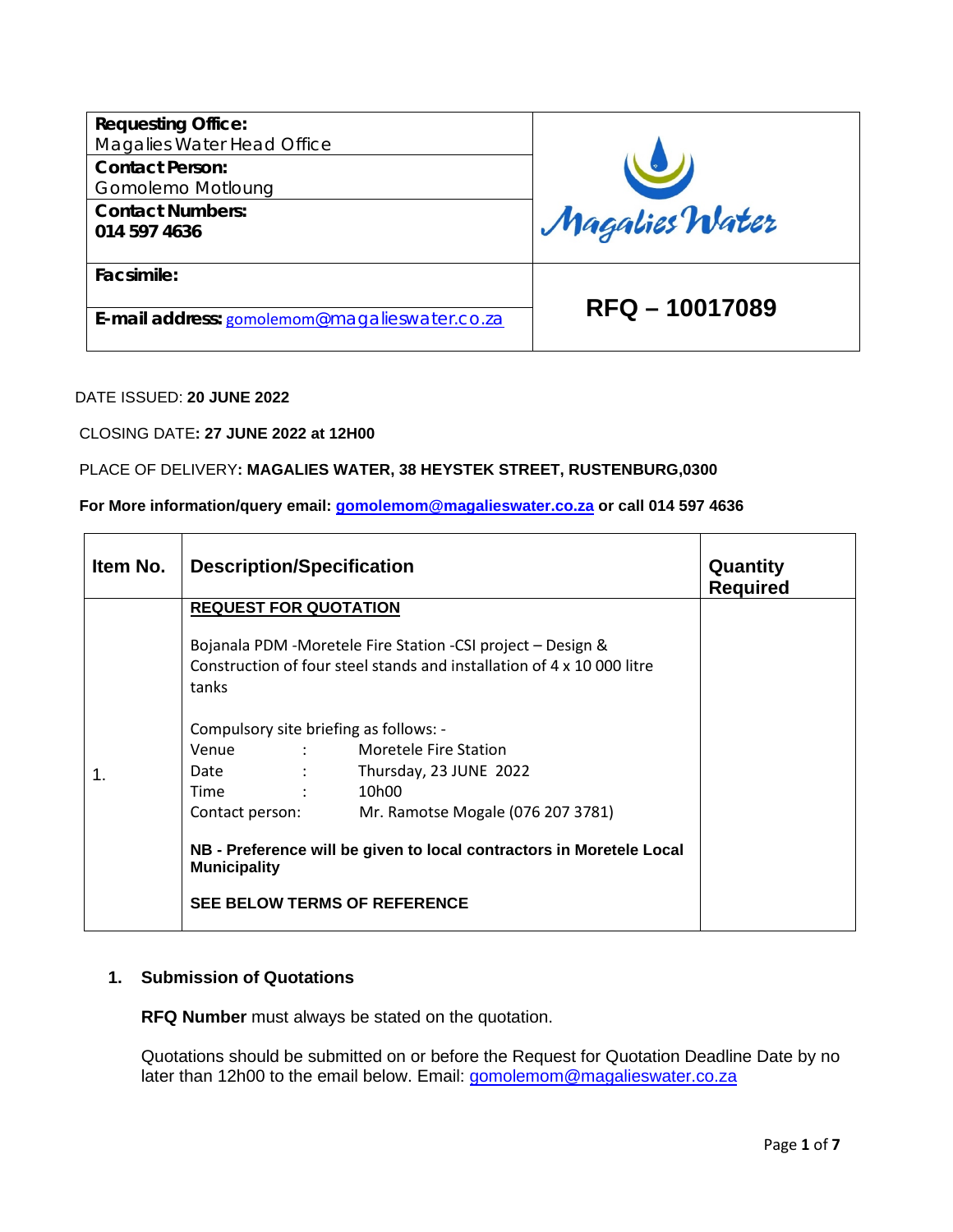| | |
|---|---|
| **Requesting Office:** Magalies Water Head Office | Magalies Water |
| **Contact Person:** Gomolemo Motloung | |
| **Contact Numbers:** **014 597 4636** | |
| **Facsimile:** | **RFQ – 10017089** |
| **E-mail address:** gomolemom@magalieswater.co.za | |

DATE ISSUED: **20 JUNE 2022**

CLOSING DATE**: 27 JUNE 2022 at 12H00**

PLACE OF DELIVERY**: MAGALIES WATER, 38 HEYSTEK STREET, RUSTENBURG,0300**

**For More information/query email: gomolemom@magalieswater.co.za or call 014 597 4636**

| Item No. | Description/Specification | Quantity Required |
|---|---|---|
| 1. | **REQUEST FOR QUOTATION**<br><br>Bojanala PDM -Moretele Fire Station -CSI project – Design & Construction of four steel stands and installation of 4 x 10 000 litre tanks<br><br>Compulsory site briefing as follows: -<br>Venue : Moretele Fire Station<br>Date : Thursday, 23 JUNE 2022<br>Time : 10h00<br>Contact person: Mr. Ramotse Mogale (076 207 3781)<br><br>**NB - Preference will be given to local contractors in Moretele Local Municipality**<br><br>**SEE BELOW TERMS OF REFERENCE** | |

## 1. Submission of Quotations

**RFQ Number** must always be stated on the quotation.

Quotations should be submitted on or before the Request for Quotation Deadline Date by no later than 12h00 to the email below. Email: gomolemom@magalieswater.co.za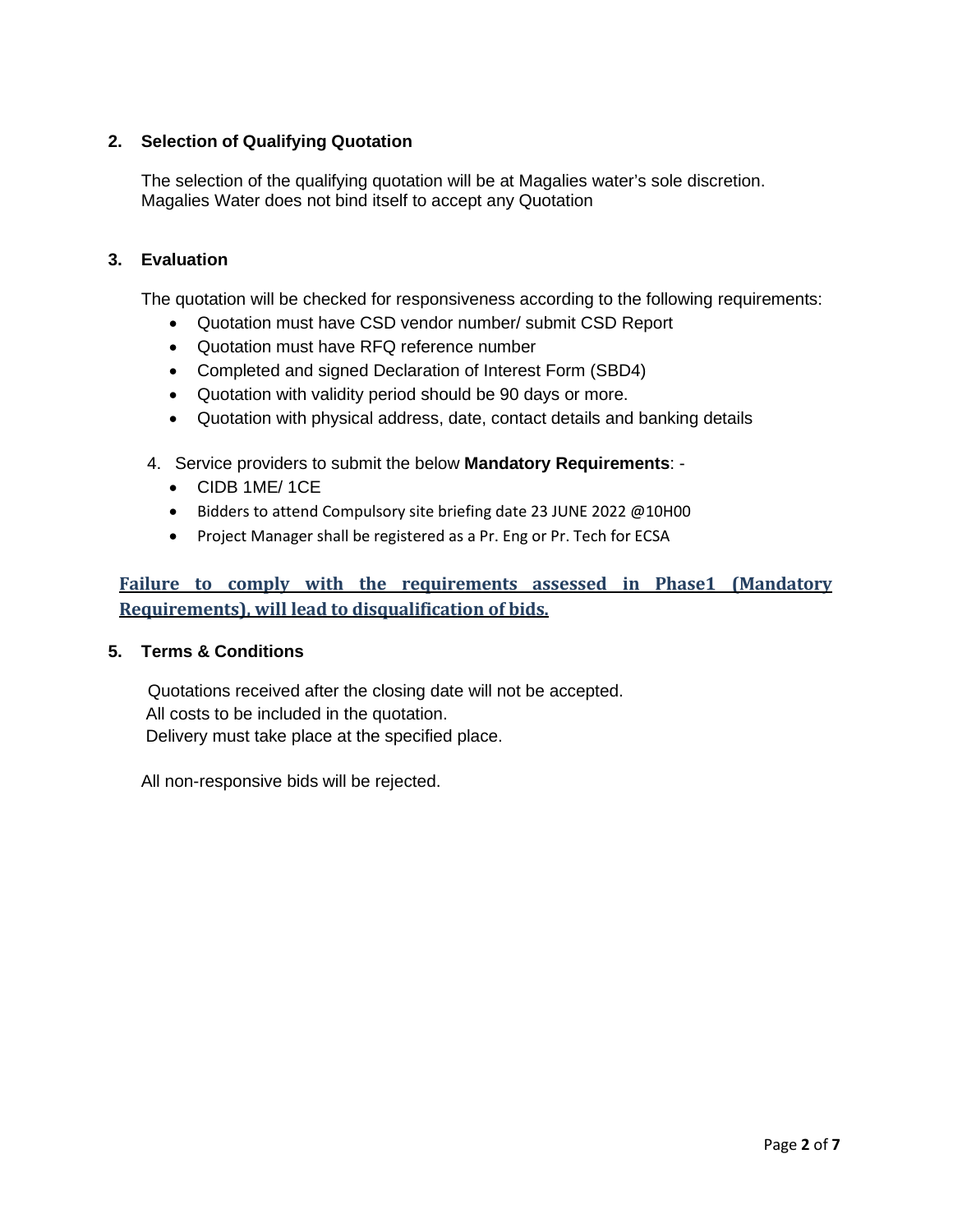## 2. Selection of Qualifying Quotation

The selection of the qualifying quotation will be at Magalies water's sole discretion. Magalies Water does not bind itself to accept any Quotation

## 3. Evaluation

The quotation will be checked for responsiveness according to the following requirements:

- Quotation must have CSD vendor number/ submit CSD Report
- Quotation must have RFQ reference number
- Completed and signed Declaration of Interest Form (SBD4)
- Quotation with validity period should be 90 days or more.
- Quotation with physical address, date, contact details and banking details

4. Service providers to submit the below **Mandatory Requirements**: -

- CIDB 1ME/ 1CE
- Bidders to attend Compulsory site briefing date 23 JUNE 2022 @10H00
- Project Manager shall be registered as a Pr. Eng or Pr. Tech for ECSA

**Failure to comply with the requirements assessed in Phase1 (Mandatory Requirements), will lead to disqualification of bids.**

## 5. Terms & Conditions

Quotations received after the closing date will not be accepted.
All costs to be included in the quotation.
Delivery must take place at the specified place.

All non-responsive bids will be rejected.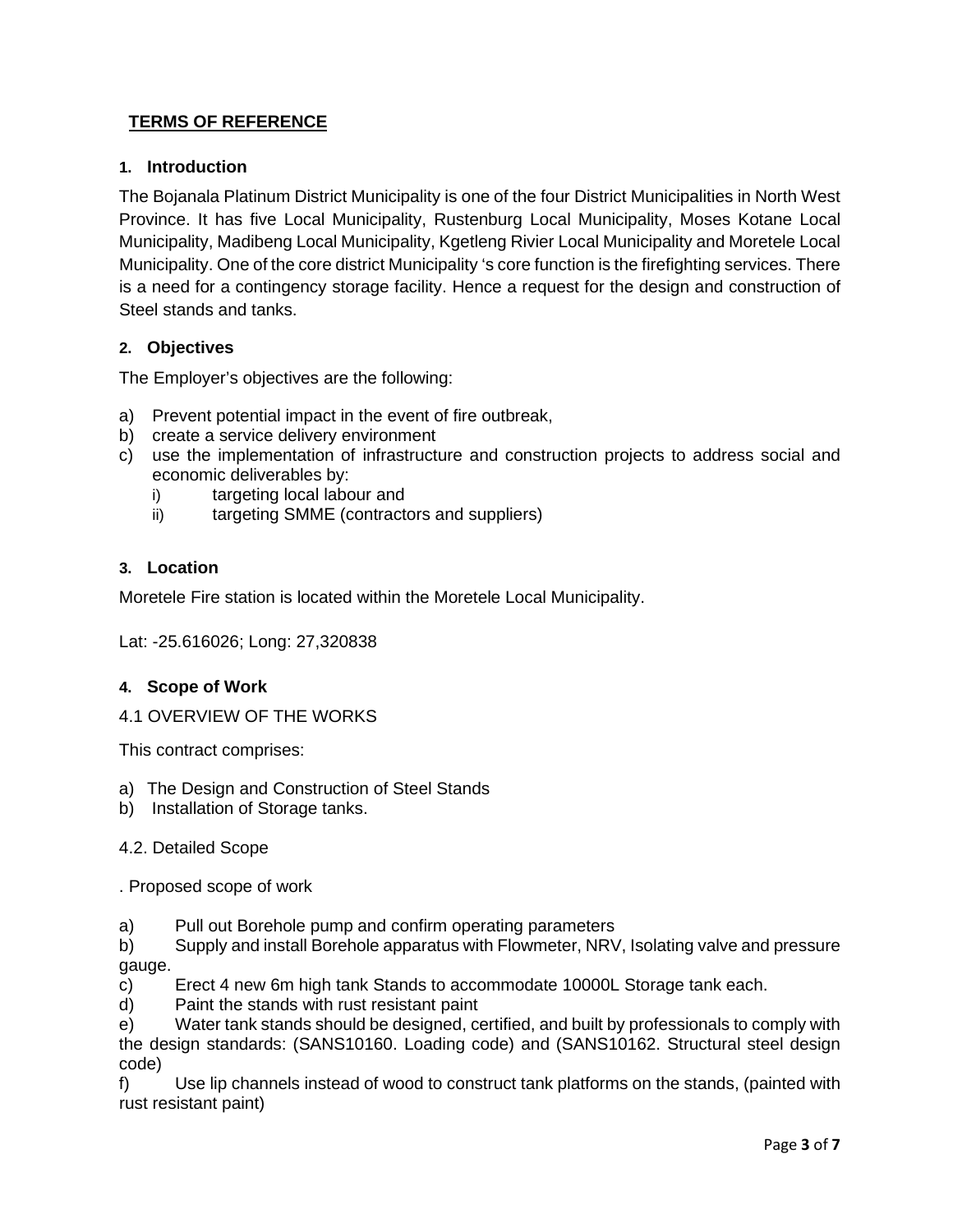# TERMS OF REFERENCE

## 1. Introduction

The Bojanala Platinum District Municipality is one of the four District Municipalities in North West Province. It has five Local Municipality, Rustenburg Local Municipality, Moses Kotane Local Municipality, Madibeng Local Municipality, Kgetleng Rivier Local Municipality and Moretele Local Municipality. One of the core district Municipality 's core function is the firefighting services. There is a need for a contingency storage facility. Hence a request for the design and construction of Steel stands and tanks.

## 2. Objectives

The Employer's objectives are the following:

a) Prevent potential impact in the event of fire outbreak,
b) create a service delivery environment
c) use the implementation of infrastructure and construction projects to address social and economic deliverables by:
   i) targeting local labour and
   ii) targeting SMME (contractors and suppliers)

## 3. Location

Moretele Fire station is located within the Moretele Local Municipality.

Lat: -25.616026; Long: 27,320838

## 4. Scope of Work

4.1 OVERVIEW OF THE WORKS

This contract comprises:

a) The Design and Construction of Steel Stands
b) Installation of Storage tanks.

4.2. Detailed Scope

. Proposed scope of work

a) Pull out Borehole pump and confirm operating parameters
b) Supply and install Borehole apparatus with Flowmeter, NRV, Isolating valve and pressure gauge.
c) Erect 4 new 6m high tank Stands to accommodate 10000L Storage tank each.
d) Paint the stands with rust resistant paint
e) Water tank stands should be designed, certified, and built by professionals to comply with the design standards: (SANS10160. Loading code) and (SANS10162. Structural steel design code)
f) Use lip channels instead of wood to construct tank platforms on the stands, (painted with rust resistant paint)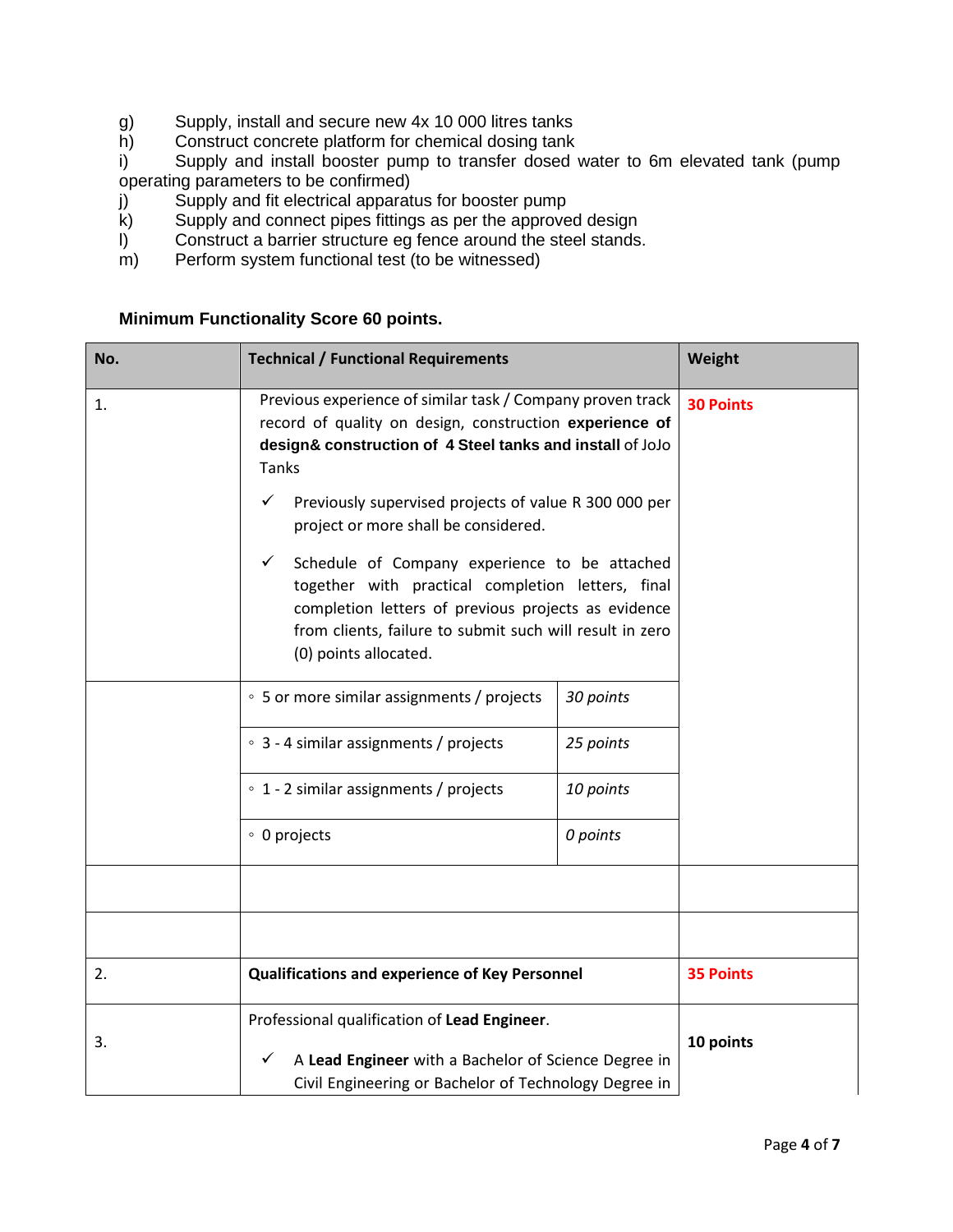g) Supply, install and secure new 4x 10 000 litres tanks
h) Construct concrete platform for chemical dosing tank
i) Supply and install booster pump to transfer dosed water to 6m elevated tank (pump operating parameters to be confirmed)
j) Supply and fit electrical apparatus for booster pump
k) Supply and connect pipes fittings as per the approved design
l) Construct a barrier structure eg fence around the steel stands.
m) Perform system functional test (to be witnessed)

**Minimum Functionality Score 60 points.**

| No. | Technical / Functional Requirements | | Weight |
|---|---|---|---|
| 1. | Previous experience of similar task / Company proven track record of quality on design, construction **experience of design& construction of 4 Steel tanks and install** of JoJo Tanks<br><br>✓ Previously supervised projects of value R 300 000 per project or more shall be considered.<br><br>✓ Schedule of Company experience to be attached together with practical completion letters, final completion letters of previous projects as evidence from clients, failure to submit such will result in zero (0) points allocated. | | **30 Points** |
| | ◦ 5 or more similar assignments / projects | *30 points* | |
| | ◦ 3 - 4 similar assignments / projects | *25 points* | |
| | ◦ 1 - 2 similar assignments / projects | *10 points* | |
| | ◦ 0 projects | *0 points* | |
| | | | |
| | | | |
| 2. | **Qualifications and experience of Key Personnel** | | **35 Points** |
| 3. | Professional qualification of **Lead Engineer**.<br><br>✓ A **Lead Engineer** with a Bachelor of Science Degree in Civil Engineering or Bachelor of Technology Degree in | | **10 points** |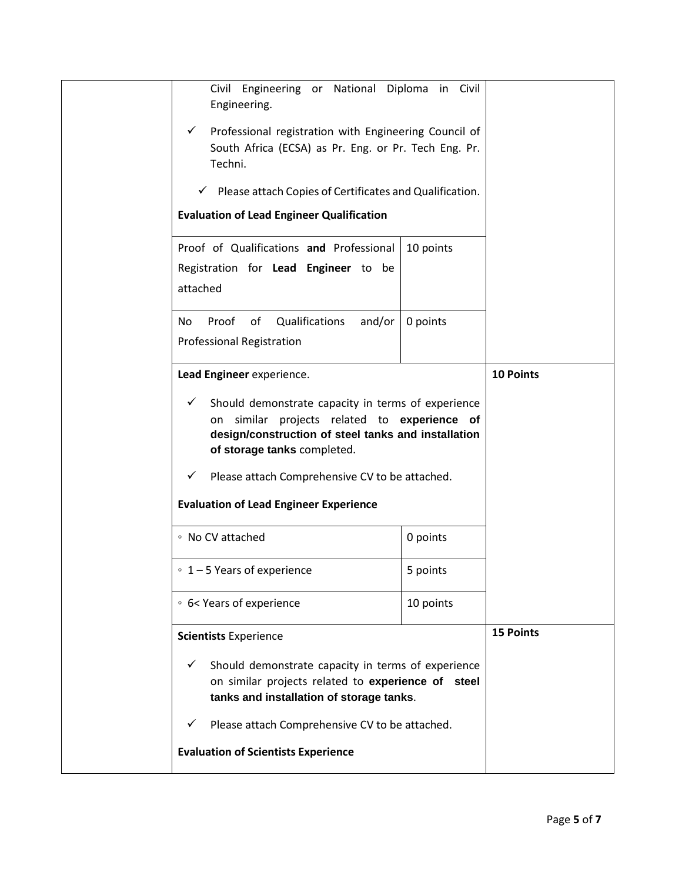| | Criteria | | Points |
|---|---|---|---|
| | Civil Engineering or National Diploma in Civil Engineering.<br>✓ Professional registration with Engineering Council of South Africa (ECSA) as Pr. Eng. or Pr. Tech Eng. Pr. Techni.<br>✓ Please attach Copies of Certificates and Qualification.<br>**Evaluation of Lead Engineer Qualification** | | |
| | Proof of Qualifications **and** Professional Registration for **Lead Engineer** to be attached | 10 points | |
| | No Proof of Qualifications and/or Professional Registration | 0 points | |
| | **Lead Engineer** experience.<br>✓ Should demonstrate capacity in terms of experience on similar projects related to **experience of design/construction of steel tanks and installation of storage tanks** completed.<br>✓ Please attach Comprehensive CV to be attached.<br>**Evaluation of Lead Engineer Experience** | | **10 Points** |
| | ◦ No CV attached | 0 points | |
| | ◦ 1 – 5 Years of experience | 5 points | |
| | ◦ 6< Years of experience | 10 points | |
| | **Scientists** Experience<br>✓ Should demonstrate capacity in terms of experience on similar projects related to **experience of steel tanks and installation of storage tanks**.<br>✓ Please attach Comprehensive CV to be attached.<br>**Evaluation of Scientists Experience** | | **15 Points** |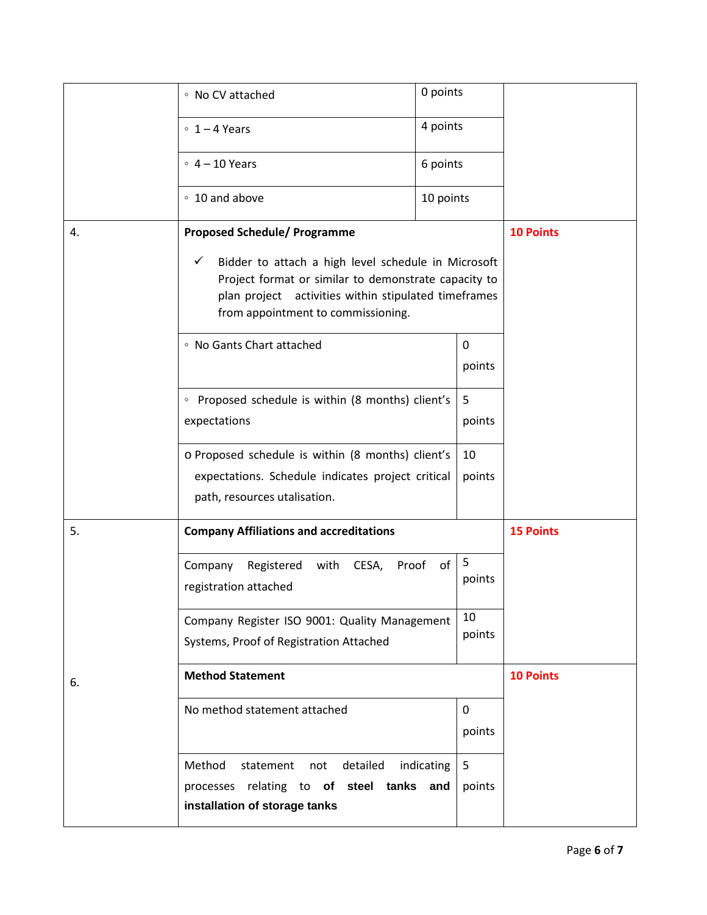| | | | |
|---|---|---|---|
| | ◦ No CV attached | 0 points | |
| | ◦ 1 – 4 Years | 4 points | |
| | ◦ 4 – 10 Years | 6 points | |
| | ◦ 10 and above | 10 points | |
| 4. | **Proposed Schedule/ Programme**<br><br>✓ Bidder to attach a high level schedule in Microsoft Project format or similar to demonstrate capacity to plan project activities within stipulated timeframes from appointment to commissioning. | | **10 Points** |
| | ◦ No Gants Chart attached | 0 points | |
| | ◦ Proposed schedule is within (8 months) client's expectations | 5 points | |
| | o Proposed schedule is within (8 months) client's expectations. Schedule indicates project critical path, resources utalisation. | 10 points | |
| 5. | **Company Affiliations and accreditations** | | **15 Points** |
| | Company Registered with CESA, Proof of registration attached | 5 points | |
| | Company Register ISO 9001: Quality Management Systems, Proof of Registration Attached | 10 points | |
| 6. | **Method Statement** | | **10 Points** |
| | No method statement attached | 0 points | |
| | Method statement not detailed indicating processes relating to **of steel tanks and installation of storage tanks** | 5 points | |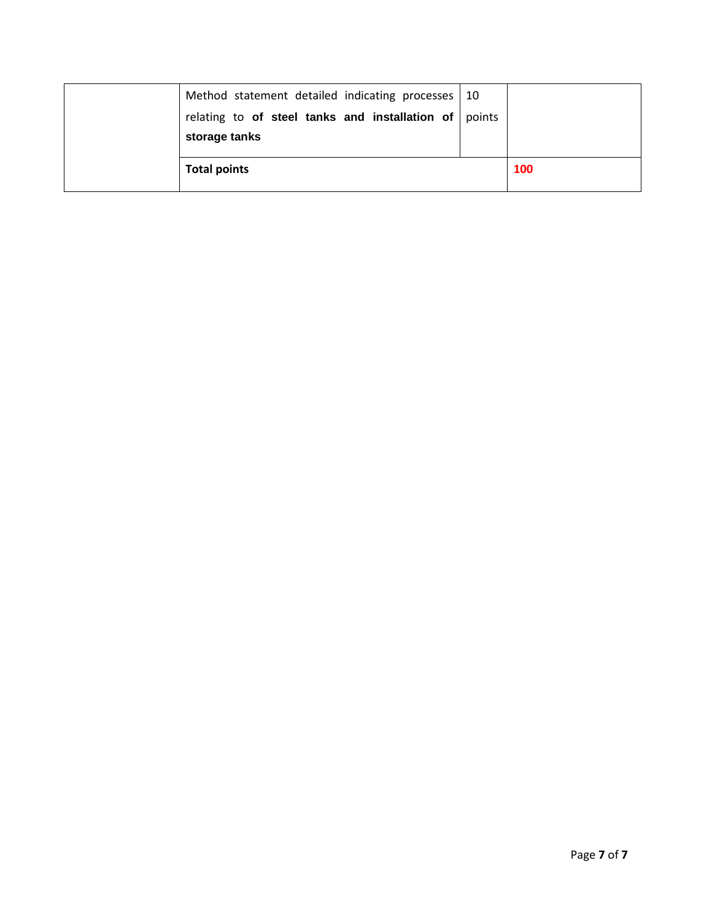| | | | |
|---|---|---|---|
| | Method statement detailed indicating processes relating to **of steel tanks and installation of storage tanks** | 10 points | |
| | **Total points** | | **100** |